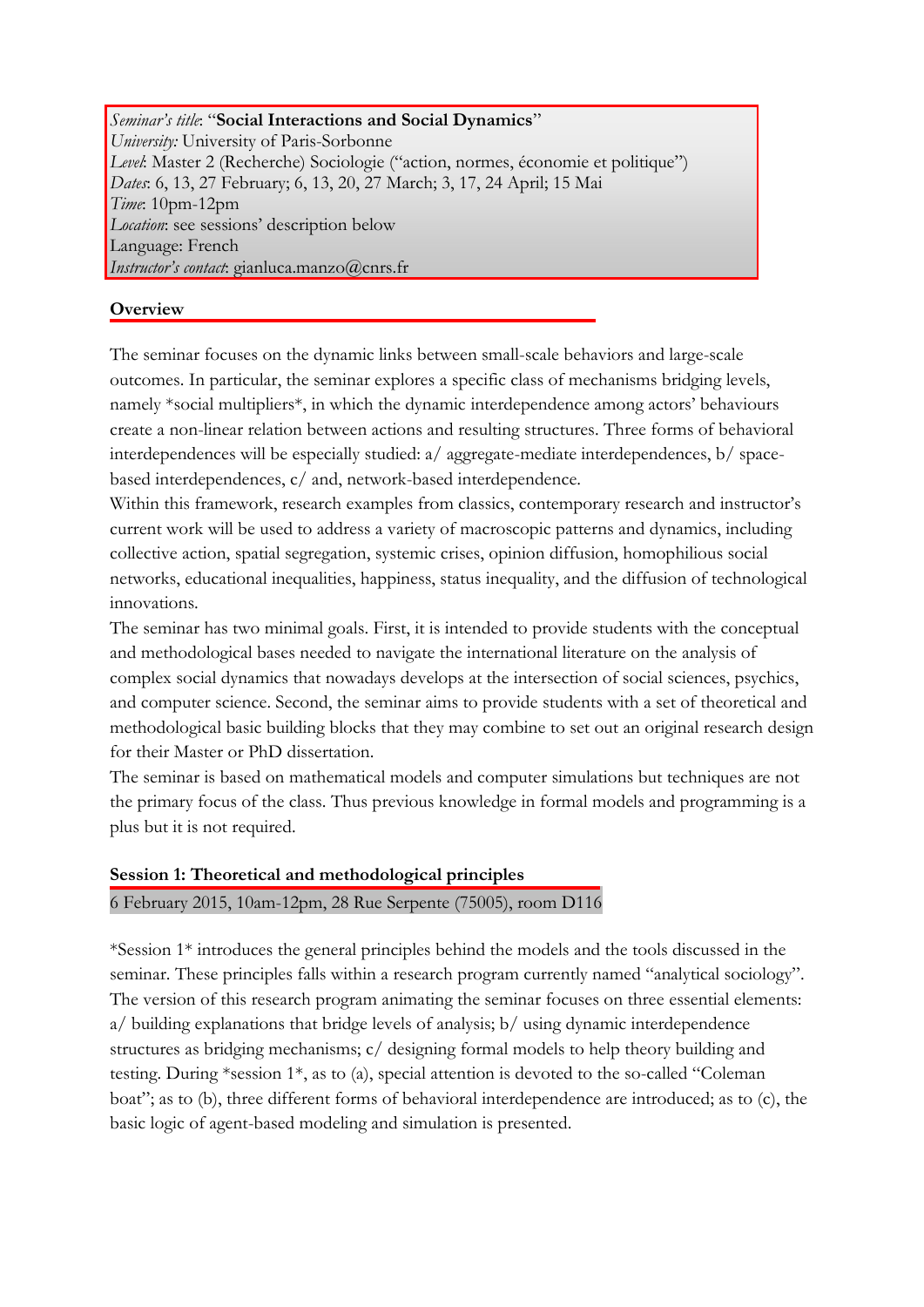*Seminar's title*: "**Social Interactions and Social Dynamics**"
*University:* University of Paris-Sorbonne
*Level*: Master 2 (Recherche) Sociologie ("action, normes, économie et politique")
*Dates*: 6, 13, 27 February; 6, 13, 20, 27 March; 3, 17, 24 April; 15 Mai
*Time*: 10pm-12pm
*Location*: see sessions' description below
Language: French
*Instructor's contact*: gianluca.manzo@cnrs.fr

**Overview**

The seminar focuses on the dynamic links between small-scale behaviors and large-scale outcomes. In particular, the seminar explores a specific class of mechanisms bridging levels, namely *social multipliers*, in which the dynamic interdependence among actors' behaviours create a non-linear relation between actions and resulting structures. Three forms of behavioral interdependences will be especially studied: a/ aggregate-mediate interdependences, b/ space-based interdependences, c/ and, network-based interdependence.

Within this framework, research examples from classics, contemporary research and instructor's current work will be used to address a variety of macroscopic patterns and dynamics, including collective action, spatial segregation, systemic crises, opinion diffusion, homophilious social networks, educational inequalities, happiness, status inequality, and the diffusion of technological innovations.

The seminar has two minimal goals. First, it is intended to provide students with the conceptual and methodological bases needed to navigate the international literature on the analysis of complex social dynamics that nowadays develops at the intersection of social sciences, psychics, and computer science. Second, the seminar aims to provide students with a set of theoretical and methodological basic building blocks that they may combine to set out an original research design for their Master or PhD dissertation.

The seminar is based on mathematical models and computer simulations but techniques are not the primary focus of the class. Thus previous knowledge in formal models and programming is a plus but it is not required.

**Session 1: Theoretical and methodological principles**

6 February 2015, 10am-12pm, 28 Rue Serpente (75005), room D116

*Session 1* introduces the general principles behind the models and the tools discussed in the seminar. These principles falls within a research program currently named "analytical sociology". The version of this research program animating the seminar focuses on three essential elements: a/ building explanations that bridge levels of analysis; b/ using dynamic interdependence structures as bridging mechanisms; c/ designing formal models to help theory building and testing. During *session 1*, as to (a), special attention is devoted to the so-called "Coleman boat"; as to (b), three different forms of behavioral interdependence are introduced; as to (c), the basic logic of agent-based modeling and simulation is presented.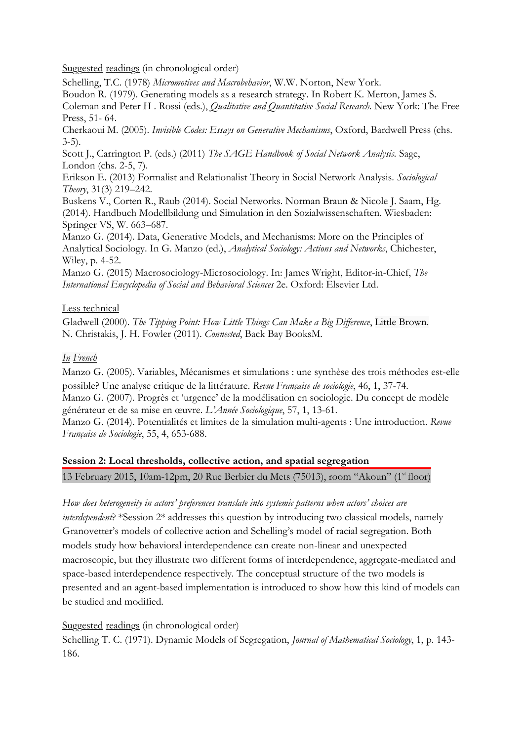Suggested readings (in chronological order)

Schelling, T.C. (1978) *Micromotives and Macrobehavior*, W.W. Norton, New York.

Boudon R. (1979). Generating models as a research strategy. In Robert K. Merton, James S. Coleman and Peter H . Rossi (eds.), *Qualitative and Quantitative Social Research*. New York: The Free Press, 51- 64.

Cherkaoui M. (2005). *Invisible Codes: Essays on Generative Mechanisms*, Oxford, Bardwell Press (chs. 3-5).

Scott J., Carrington P. (eds.) (2011) *The SAGE Handbook of Social Network Analysis*. Sage, London (chs. 2-5, 7).

Erikson E. (2013) Formalist and Relationalist Theory in Social Network Analysis. *Sociological Theory*, 31(3) 219–242.

Buskens V., Corten R., Raub (2014). Social Networks. Norman Braun & Nicole J. Saam, Hg. (2014). Handbuch Modellbildung und Simulation in den Sozialwissenschaften. Wiesbaden: Springer VS, W. 663–687.

Manzo G. (2014). Data, Generative Models, and Mechanisms: More on the Principles of Analytical Sociology. In G. Manzo (ed.), *Analytical Sociology: Actions and Networks*, Chichester, Wiley, p. 4-52.

Manzo G. (2015) Macrosociology-Microsociology. In: James Wright, Editor-in-Chief, *The International Encyclopedia of Social and Behavioral Sciences* 2e. Oxford: Elsevier Ltd.

Less technical

Gladwell (2000). *The Tipping Point: How Little Things Can Make a Big Difference*, Little Brown.

N. Christakis, J. H. Fowler (2011). *Connected*, Back Bay BooksM.

*In French*

Manzo G. (2005). Variables, Mécanismes et simulations : une synthèse des trois méthodes est-elle possible? Une analyse critique de la littérature. *Revue Française de sociologie*, 46, 1, 37-74.

Manzo G. (2007). Progrès et 'urgence' de la modélisation en sociologie. Du concept de modèle générateur et de sa mise en œuvre. *L'Année Sociologique*, 57, 1, 13-61.

Manzo G. (2014). Potentialités et limites de la simulation multi-agents : Une introduction. *Revue Française de Sociologie*, 55, 4, 653-688.

**Session 2: Local thresholds, collective action, and spatial segregation**

13 February 2015, 10am-12pm, 20 Rue Berbier du Mets (75013), room "Akoun" (1st floor)

*How does heterogeneity in actors' preferences translate into systemic patterns when actors' choices are interdependent?* *Session 2* addresses this question by introducing two classical models, namely Granovetter's models of collective action and Schelling's model of racial segregation. Both models study how behavioral interdependence can create non-linear and unexpected macroscopic, but they illustrate two different forms of interdependence, aggregate-mediated and space-based interdependence respectively. The conceptual structure of the two models is presented and an agent-based implementation is introduced to show how this kind of models can be studied and modified.

Suggested readings (in chronological order)

Schelling T. C. (1971). Dynamic Models of Segregation, *Journal of Mathematical Sociology*, 1, p. 143-186.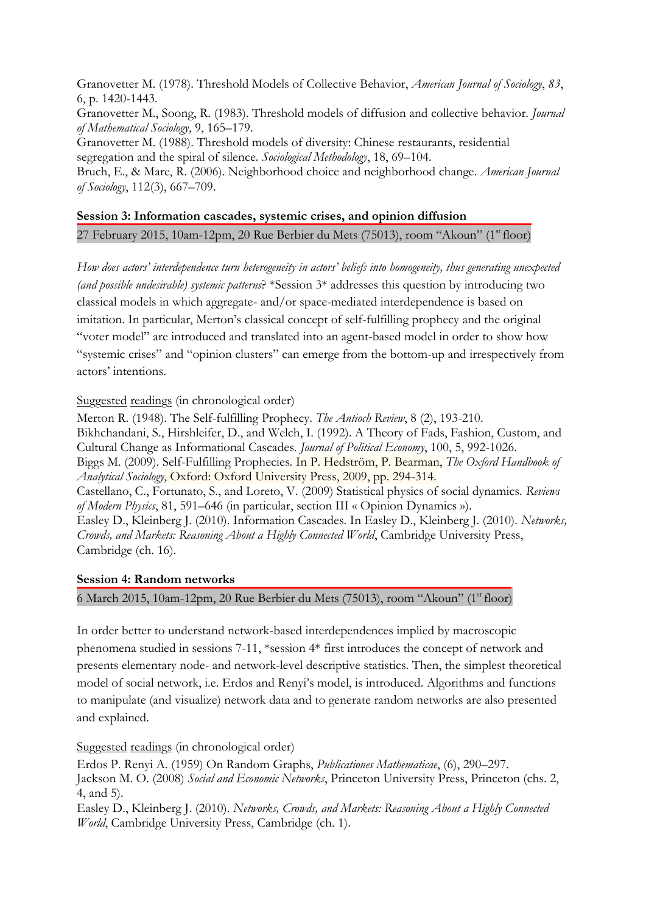Granovetter M. (1978). Threshold Models of Collective Behavior, *American Journal of Sociology*, *83*, 6, p. 1420-1443.
Granovetter M., Soong, R. (1983). Threshold models of diffusion and collective behavior. *Journal of Mathematical Sociology*, 9, 165–179.
Granovetter M. (1988). Threshold models of diversity: Chinese restaurants, residential segregation and the spiral of silence. *Sociological Methodology*, 18, 69–104.
Bruch, E., & Mare, R. (2006). Neighborhood choice and neighborhood change. *American Journal of Sociology*, 112(3), 667–709.

**Session 3: Information cascades, systemic crises, and opinion diffusion**

27 February 2015, 10am-12pm, 20 Rue Berbier du Mets (75013), room "Akoun" (1st floor)

*How does actors' interdependence turn heterogeneity in actors' beliefs into homogeneity, thus generating unexpected (and possible undesirable) systemic patterns*? *Session 3* addresses this question by introducing two classical models in which aggregate- and/or space-mediated interdependence is based on imitation. In particular, Merton's classical concept of self-fulfilling prophecy and the original "voter model" are introduced and translated into an agent-based model in order to show how "systemic crises" and "opinion clusters" can emerge from the bottom-up and irrespectively from actors' intentions.

Suggested readings (in chronological order)

Merton R. (1948). The Self-fulfilling Prophecy. *The Antioch Review*, 8 (2), 193-210.
Bikhchandani, S., Hirshleifer, D., and Welch, I. (1992). A Theory of Fads, Fashion, Custom, and Cultural Change as Informational Cascades. *Journal of Political Economy*, 100, 5, 992-1026.
Biggs M. (2009). Self-Fulfilling Prophecies. In P. Hedström, P. Bearman, *The Oxford Handbook of Analytical Sociology*, Oxford: Oxford University Press, 2009, pp. 294-314.
Castellano, C., Fortunato, S., and Loreto, V. (2009) Statistical physics of social dynamics. *Reviews of Modern Physics*, 81, 591–646 (in particular, section III « Opinion Dynamics »).
Easley D., Kleinberg J. (2010). Information Cascades. In Easley D., Kleinberg J. (2010). *Networks, Crowds, and Markets: Reasoning About a Highly Connected World*, Cambridge University Press, Cambridge (ch. 16).

**Session 4: Random networks**

6 March 2015, 10am-12pm, 20 Rue Berbier du Mets (75013), room "Akoun" (1st floor)

In order better to understand network-based interdependences implied by macroscopic phenomena studied in sessions 7-11, *session 4* first introduces the concept of network and presents elementary node- and network-level descriptive statistics. Then, the simplest theoretical model of social network, i.e. Erdos and Renyi's model, is introduced. Algorithms and functions to manipulate (and visualize) network data and to generate random networks are also presented and explained.

Suggested readings (in chronological order)

Erdos P. Renyi A. (1959) On Random Graphs, *Publicationes Mathematicae*, (6), 290–297.
Jackson M. O. (2008) *Social and Economic Networks*, Princeton University Press, Princeton (chs. 2, 4, and 5).
Easley D., Kleinberg J. (2010). *Networks, Crowds, and Markets: Reasoning About a Highly Connected World*, Cambridge University Press, Cambridge (ch. 1).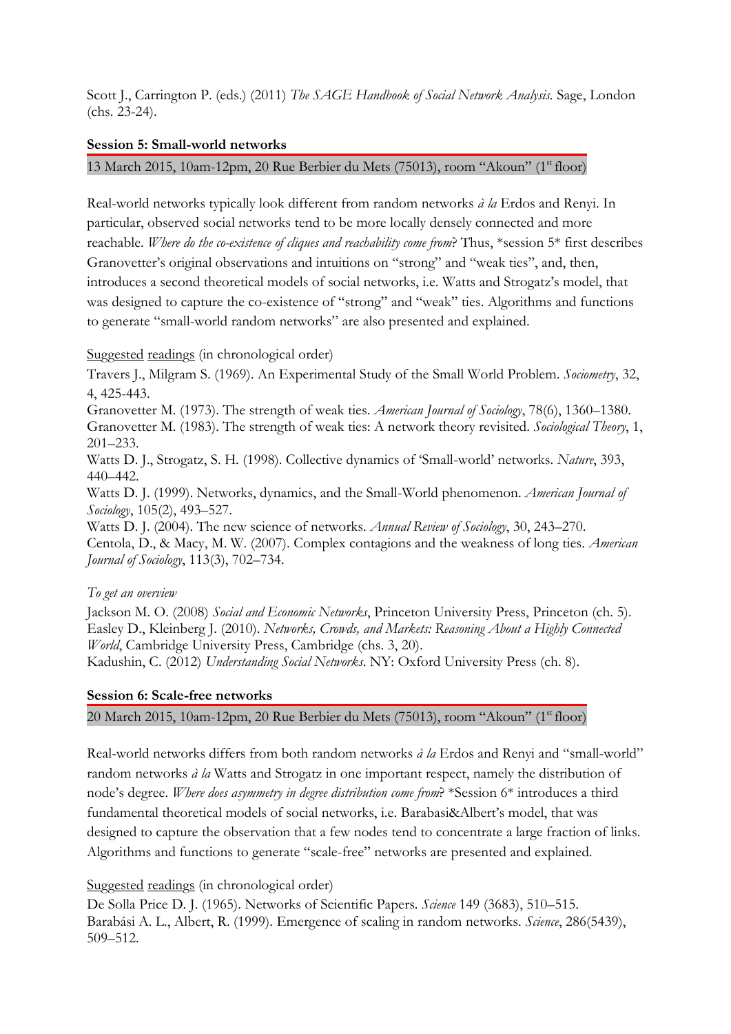Scott J., Carrington P. (eds.) (2011) *The SAGE Handbook of Social Network Analysis*. Sage, London (chs. 23-24).

**Session 5: Small-world networks**

13 March 2015, 10am-12pm, 20 Rue Berbier du Mets (75013), room "Akoun" (1st floor)

Real-world networks typically look different from random networks *à la* Erdos and Renyi. In particular, observed social networks tend to be more locally densely connected and more reachable. *Where do the co-existence of cliques and reachability come from*? Thus, *session 5* first describes Granovetter's original observations and intuitions on "strong" and "weak ties", and, then, introduces a second theoretical models of social networks, i.e. Watts and Strogatz's model, that was designed to capture the co-existence of "strong" and "weak" ties. Algorithms and functions to generate "small-world random networks" are also presented and explained.

Suggested readings (in chronological order)

Travers J., Milgram S. (1969). An Experimental Study of the Small World Problem. *Sociometry*, 32, 4, 425-443.
Granovetter M. (1973). The strength of weak ties. *American Journal of Sociology*, 78(6), 1360–1380.
Granovetter M. (1983). The strength of weak ties: A network theory revisited. *Sociological Theory*, 1, 201–233.
Watts D. J., Strogatz, S. H. (1998). Collective dynamics of 'Small-world' networks. *Nature*, 393, 440–442.
Watts D. J. (1999). Networks, dynamics, and the Small-World phenomenon. *American Journal of Sociology*, 105(2), 493–527.
Watts D. J. (2004). The new science of networks. *Annual Review of Sociology*, 30, 243–270.
Centola, D., & Macy, M. W. (2007). Complex contagions and the weakness of long ties. *American Journal of Sociology*, 113(3), 702–734.

*To get an overview*

Jackson M. O. (2008) *Social and Economic Networks*, Princeton University Press, Princeton (ch. 5).
Easley D., Kleinberg J. (2010). *Networks, Crowds, and Markets: Reasoning About a Highly Connected World*, Cambridge University Press, Cambridge (chs. 3, 20).
Kadushin, C. (2012) *Understanding Social Networks*. NY: Oxford University Press (ch. 8).

**Session 6: Scale-free networks**

20 March 2015, 10am-12pm, 20 Rue Berbier du Mets (75013), room "Akoun" (1st floor)

Real-world networks differs from both random networks *à la* Erdos and Renyi and "small-world" random networks *à la* Watts and Strogatz in one important respect, namely the distribution of node's degree. *Where does asymmetry in degree distribution come from*? *Session 6* introduces a third fundamental theoretical models of social networks, i.e. Barabasi&Albert's model, that was designed to capture the observation that a few nodes tend to concentrate a large fraction of links. Algorithms and functions to generate "scale-free" networks are presented and explained.

Suggested readings (in chronological order)

De Solla Price D. J. (1965). Networks of Scientific Papers. *Science* 149 (3683), 510–515.
Barabási A. L., Albert, R. (1999). Emergence of scaling in random networks. *Science*, 286(5439), 509–512.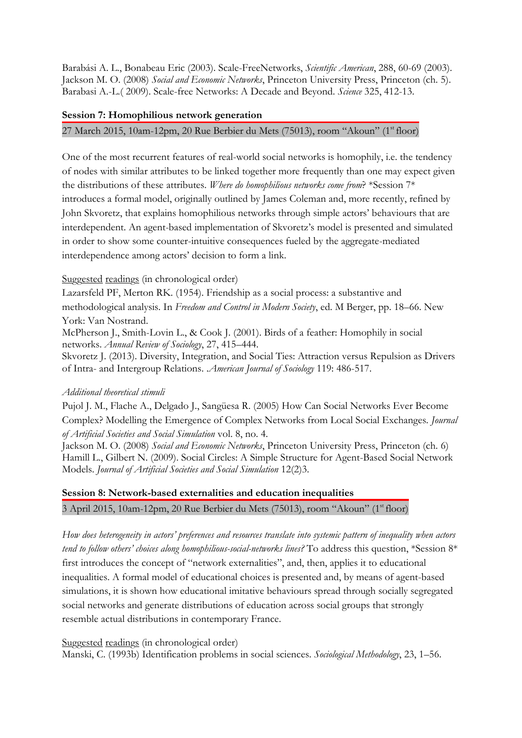Barabási A. L., Bonabeau Eric (2003). Scale-FreeNetworks, *Scientific American*, 288, 60-69 (2003).
Jackson M. O. (2008) *Social and Economic Networks*, Princeton University Press, Princeton (ch. 5).
Barabasi A.-L.( 2009). Scale-free Networks: A Decade and Beyond. *Science* 325, 412-13.

### Session 7: Homophilious network generation

27 March 2015, 10am-12pm, 20 Rue Berbier du Mets (75013), room "Akoun" (1st floor)

One of the most recurrent features of real-world social networks is homophily, i.e. the tendency of nodes with similar attributes to be linked together more frequently than one may expect given the distributions of these attributes. *Where do homophilious networks come from*? *Session 7* introduces a formal model, originally outlined by James Coleman and, more recently, refined by John Skvoretz, that explains homophilious networks through simple actors' behaviours that are interdependent. An agent-based implementation of Skvoretz's model is presented and simulated in order to show some counter-intuitive consequences fueled by the aggregate-mediated interdependence among actors' decision to form a link.

Suggested readings (in chronological order)

Lazarsfeld PF, Merton RK. (1954). Friendship as a social process: a substantive and methodological analysis. In *Freedom and Control in Modern Society*, ed. M Berger, pp. 18–66. New York: Van Nostrand.
McPherson J., Smith-Lovin L., & Cook J. (2001). Birds of a feather: Homophily in social networks. *Annual Review of Sociology*, 27, 415–444.
Skvoretz J. (2013). Diversity, Integration, and Social Ties: Attraction versus Repulsion as Drivers of Intra- and Intergroup Relations. .*American Journal of Sociology* 119: 486-517.

*Additional theoretical stimuli*

Pujol J. M., Flache A., Delgado J., Sangüesa R. (2005) How Can Social Networks Ever Become Complex? Modelling the Emergence of Complex Networks from Local Social Exchanges. *Journal of Artificial Societies and Social Simulation* vol. 8, no. 4.
Jackson M. O. (2008) *Social and Economic Networks*, Princeton University Press, Princeton (ch. 6)
Hamill L., Gilbert N. (2009). Social Circles: A Simple Structure for Agent-Based Social Network Models. *Journal of Artificial Societies and Social Simulation* 12(2)3.

### Session 8: Network-based externalities and education inequalities

3 April 2015, 10am-12pm, 20 Rue Berbier du Mets (75013), room "Akoun" (1st floor)

*How does heterogeneity in actors' preferences and resources translate into systemic pattern of inequality when actors tend to follow others' choices along homophilious-social-networks lines?* To address this question, *Session 8* first introduces the concept of "network externalities", and, then, applies it to educational inequalities. A formal model of educational choices is presented and, by means of agent-based simulations, it is shown how educational imitative behaviours spread through socially segregated social networks and generate distributions of education across social groups that strongly resemble actual distributions in contemporary France.

Suggested readings (in chronological order)

Manski, C. (1993b) Identification problems in social sciences. *Sociological Methodology*, 23, 1–56.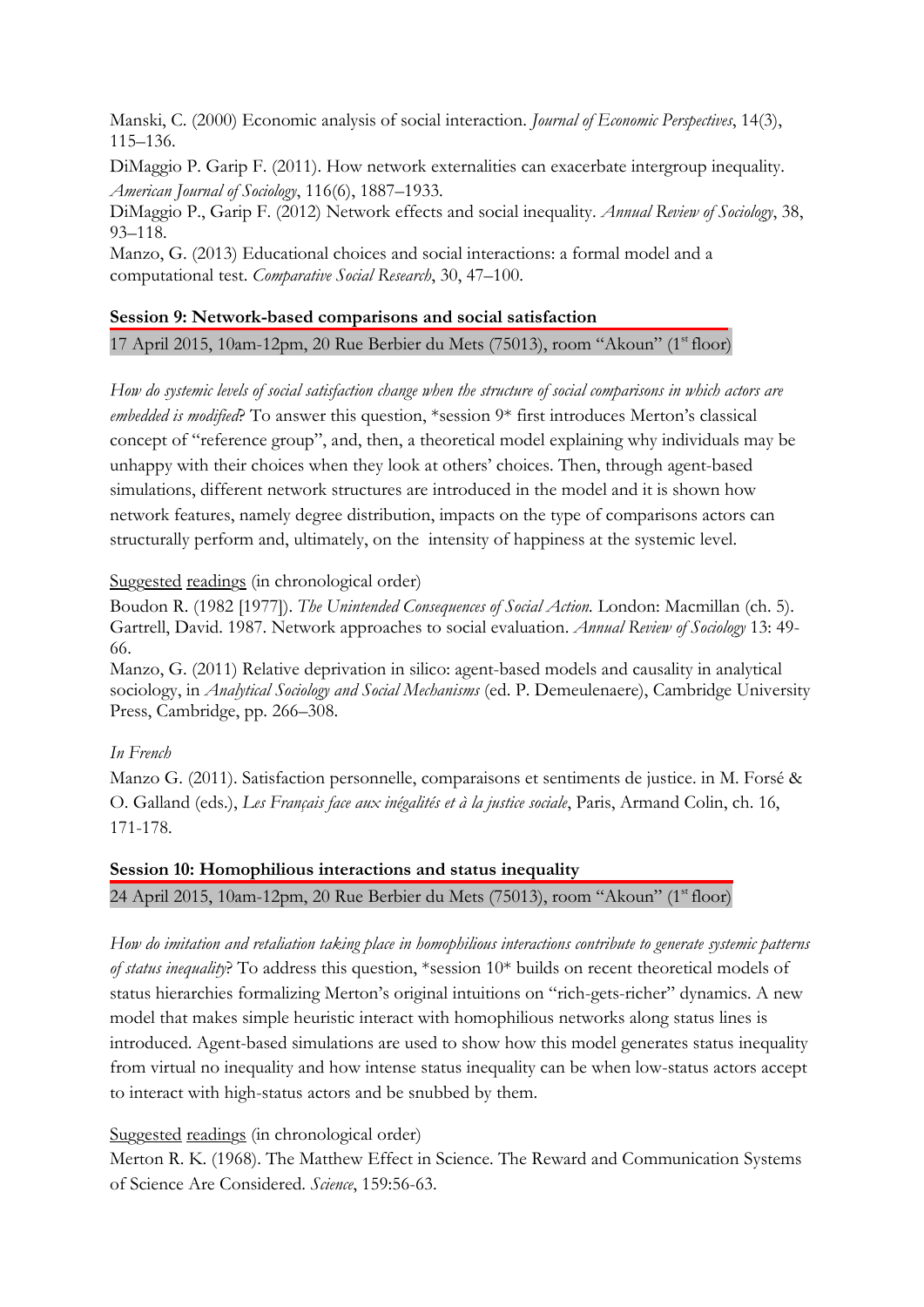Manski, C. (2000) Economic analysis of social interaction. *Journal of Economic Perspectives*, 14(3), 115–136.

DiMaggio P. Garip F. (2011). How network externalities can exacerbate intergroup inequality. *American Journal of Sociology*, 116(6), 1887–1933.

DiMaggio P., Garip F. (2012) Network effects and social inequality. *Annual Review of Sociology*, 38, 93–118.

Manzo, G. (2013) Educational choices and social interactions: a formal model and a computational test. *Comparative Social Research*, 30, 47–100.

**Session 9: Network-based comparisons and social satisfaction**

17 April 2015, 10am-12pm, 20 Rue Berbier du Mets (75013), room "Akoun" (1st floor)

*How do systemic levels of social satisfaction change when the structure of social comparisons in which actors are embedded is modified*? To answer this question, *session 9* first introduces Merton's classical concept of "reference group", and, then, a theoretical model explaining why individuals may be unhappy with their choices when they look at others' choices. Then, through agent-based simulations, different network structures are introduced in the model and it is shown how network features, namely degree distribution, impacts on the type of comparisons actors can structurally perform and, ultimately, on the intensity of happiness at the systemic level.

Suggested readings (in chronological order)

Boudon R. (1982 [1977]). *The Unintended Consequences of Social Action.* London: Macmillan (ch. 5).

Gartrell, David. 1987. Network approaches to social evaluation. *Annual Review of Sociology* 13: 49-66.

Manzo, G. (2011) Relative deprivation in silico: agent-based models and causality in analytical sociology, in *Analytical Sociology and Social Mechanisms* (ed. P. Demeulenaere), Cambridge University Press, Cambridge, pp. 266–308.

*In French*

Manzo G. (2011). Satisfaction personnelle, comparaisons et sentiments de justice. in M. Forsé & O. Galland (eds.), *Les Français face aux inégalités et à la justice sociale*, Paris, Armand Colin, ch. 16, 171-178.

**Session 10: Homophilious interactions and status inequality**

24 April 2015, 10am-12pm, 20 Rue Berbier du Mets (75013), room "Akoun" (1st floor)

*How do imitation and retaliation taking place in homophilious interactions contribute to generate systemic patterns of status inequality*? To address this question, *session 10* builds on recent theoretical models of status hierarchies formalizing Merton's original intuitions on "rich-gets-richer" dynamics. A new model that makes simple heuristic interact with homophilious networks along status lines is introduced. Agent-based simulations are used to show how this model generates status inequality from virtual no inequality and how intense status inequality can be when low-status actors accept to interact with high-status actors and be snubbed by them.

Suggested readings (in chronological order)

Merton R. K. (1968). The Matthew Effect in Science. The Reward and Communication Systems of Science Are Considered. *Science*, 159:56-63.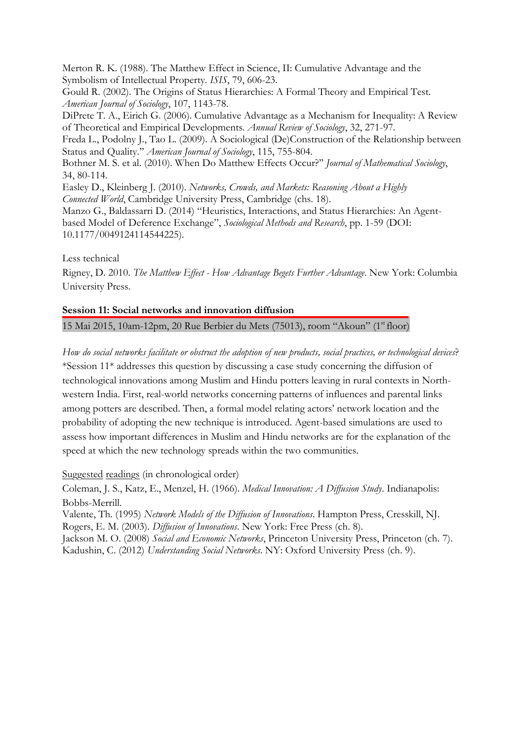Merton R. K. (1988). The Matthew Effect in Science, II: Cumulative Advantage and the Symbolism of Intellectual Property. *ISIS*, 79, 606-23.
Gould R. (2002). The Origins of Status Hierarchies: A Formal Theory and Empirical Test. *American Journal of Sociology*, 107, 1143-78.
DiPrete T. A., Eirich G. (2006). Cumulative Advantage as a Mechanism for Inequality: A Review of Theoretical and Empirical Developments. *Annual Review of Sociology*, 32, 271-97.
Freda L., Podolny J., Tao L. (2009). A Sociological (De)Construction of the Relationship between Status and Quality." *American Journal of Sociology*, 115, 755-804.
Bothner M. S. et al. (2010). When Do Matthew Effects Occur?" *Journal of Mathematical Sociology*, 34, 80-114.
Easley D., Kleinberg J. (2010). *Networks, Crowds, and Markets: Reasoning About a Highly Connected World*, Cambridge University Press, Cambridge (chs. 18).
Manzo G., Baldassarri D. (2014) "Heuristics, Interactions, and Status Hierarchies: An Agent-based Model of Deference Exchange", *Sociological Methods and Research*, pp. 1-59 (DOI: 10.1177/0049124114544225).

Less technical

Rigney, D. 2010. *The Matthew Effect - How Advantage Begets Further Advantage*. New York: Columbia University Press.

## Session 11: Social networks and innovation diffusion

15 Mai 2015, 10am-12pm, 20 Rue Berbier du Mets (75013), room "Akoun" (1st floor)

*How do social networks facilitate or obstruct the adoption of new products, social practices, or technological devices*? *Session 11* addresses this question by discussing a case study concerning the diffusion of technological innovations among Muslim and Hindu potters leaving in rural contexts in North-western India. First, real-world networks concerning patterns of influences and parental links among potters are described. Then, a formal model relating actors' network location and the probability of adopting the new technique is introduced. Agent-based simulations are used to assess how important differences in Muslim and Hindu networks are for the explanation of the speed at which the new technology spreads within the two communities.

Suggested readings (in chronological order)

Coleman, J. S., Katz, E., Menzel, H. (1966). *Medical Innovation: A Diffusion Study*. Indianapolis: Bobbs-Merrill.
Valente, Th. (1995) *Network Models of the Diffusion of Innovations*. Hampton Press, Cresskill, NJ.
Rogers, E. M. (2003). *Diffusion of Innovations*. New York: Free Press (ch. 8).
Jackson M. O. (2008) *Social and Economic Networks*, Princeton University Press, Princeton (ch. 7).
Kadushin, C. (2012) *Understanding Social Networks*. NY: Oxford University Press (ch. 9).